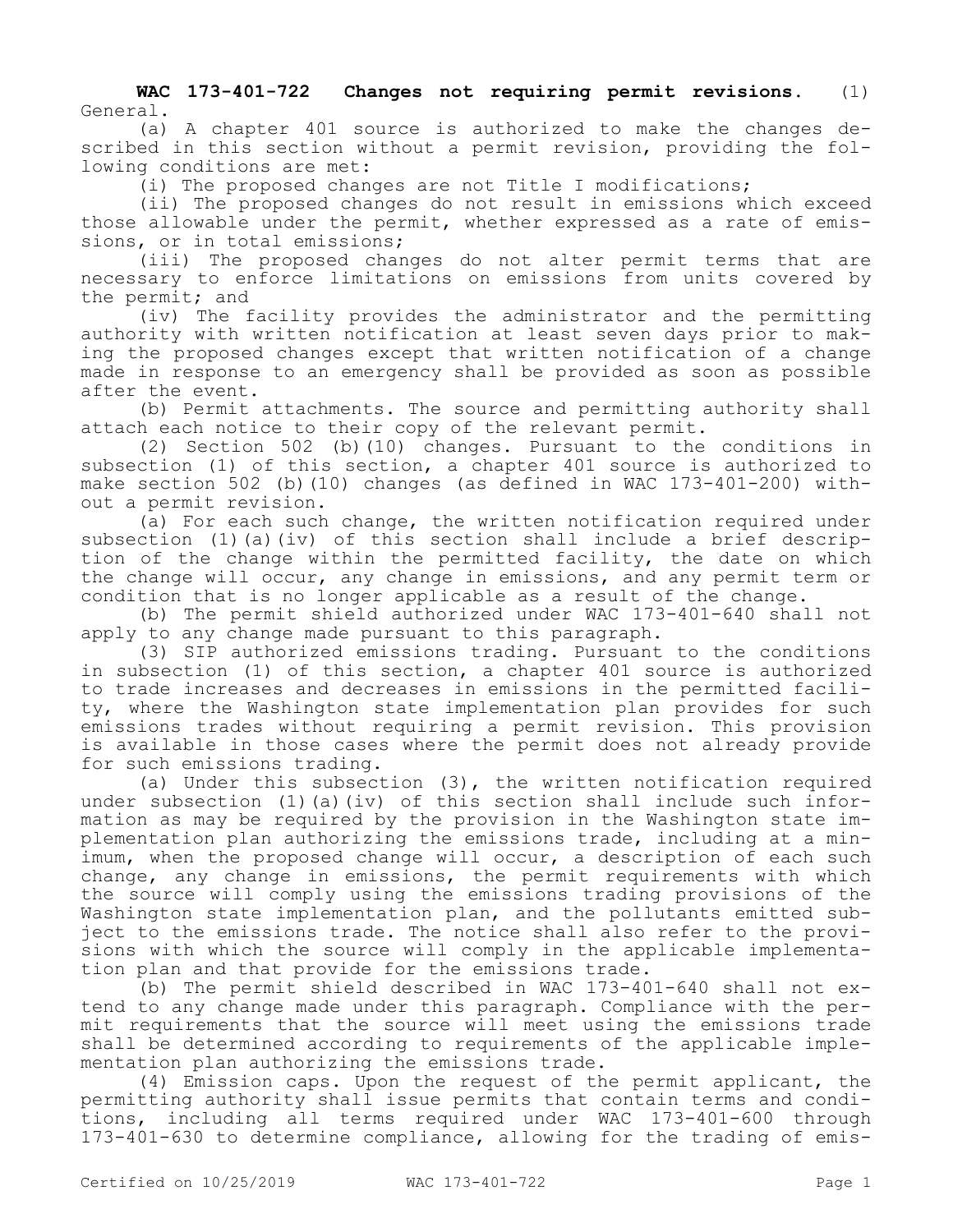**WAC 173-401-722 Changes not requiring permit revisions.** (1) General.

(a) A chapter 401 source is authorized to make the changes described in this section without a permit revision, providing the following conditions are met:

(i) The proposed changes are not Title I modifications;

(ii) The proposed changes do not result in emissions which exceed those allowable under the permit, whether expressed as a rate of emissions, or in total emissions;

(iii) The proposed changes do not alter permit terms that are necessary to enforce limitations on emissions from units covered by the permit; and

(iv) The facility provides the administrator and the permitting authority with written notification at least seven days prior to making the proposed changes except that written notification of a change made in response to an emergency shall be provided as soon as possible after the event.

(b) Permit attachments. The source and permitting authority shall attach each notice to their copy of the relevant permit.

(2) Section 502 (b)(10) changes. Pursuant to the conditions in subsection (1) of this section, a chapter 401 source is authorized to make section 502 (b)(10) changes (as defined in WAC 173-401-200) without a permit revision.

(a) For each such change, the written notification required under subsection (1)(a)(iv) of this section shall include a brief description of the change within the permitted facility, the date on which the change will occur, any change in emissions, and any permit term or condition that is no longer applicable as a result of the change.

(b) The permit shield authorized under WAC 173-401-640 shall not apply to any change made pursuant to this paragraph.

(3) SIP authorized emissions trading. Pursuant to the conditions in subsection (1) of this section, a chapter 401 source is authorized to trade increases and decreases in emissions in the permitted facility, where the Washington state implementation plan provides for such emissions trades without requiring a permit revision. This provision is available in those cases where the permit does not already provide for such emissions trading.

(a) Under this subsection (3), the written notification required under subsection (1)(a)(iv) of this section shall include such information as may be required by the provision in the Washington state implementation plan authorizing the emissions trade, including at a minimum, when the proposed change will occur, a description of each such change, any change in emissions, the permit requirements with which the source will comply using the emissions trading provisions of the Washington state implementation plan, and the pollutants emitted subject to the emissions trade. The notice shall also refer to the provisions with which the source will comply in the applicable implementation plan and that provide for the emissions trade.

(b) The permit shield described in WAC 173-401-640 shall not extend to any change made under this paragraph. Compliance with the permit requirements that the source will meet using the emissions trade shall be determined according to requirements of the applicable implementation plan authorizing the emissions trade.

(4) Emission caps. Upon the request of the permit applicant, the permitting authority shall issue permits that contain terms and conditions, including all terms required under WAC 173-401-600 through 173-401-630 to determine compliance, allowing for the trading of emis-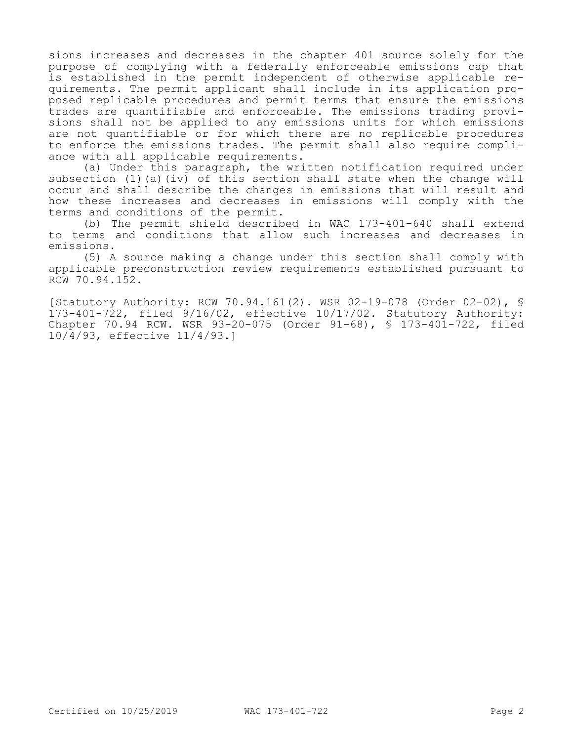sions increases and decreases in the chapter 401 source solely for the purpose of complying with a federally enforceable emissions cap that is established in the permit independent of otherwise applicable requirements. The permit applicant shall include in its application proposed replicable procedures and permit terms that ensure the emissions trades are quantifiable and enforceable. The emissions trading provisions shall not be applied to any emissions units for which emissions are not quantifiable or for which there are no replicable procedures to enforce the emissions trades. The permit shall also require compliance with all applicable requirements.

(a) Under this paragraph, the written notification required under subsection (1)(a)(iv) of this section shall state when the change will occur and shall describe the changes in emissions that will result and how these increases and decreases in emissions will comply with the terms and conditions of the permit.

(b) The permit shield described in WAC 173-401-640 shall extend to terms and conditions that allow such increases and decreases in emissions.

(5) A source making a change under this section shall comply with applicable preconstruction review requirements established pursuant to RCW 70.94.152.

[Statutory Authority: RCW 70.94.161(2). WSR 02-19-078 (Order 02-02), § 173-401-722, filed 9/16/02, effective 10/17/02. Statutory Authority: Chapter 70.94 RCW. WSR 93-20-075 (Order 91-68), § 173-401-722, filed 10/4/93, effective 11/4/93.]